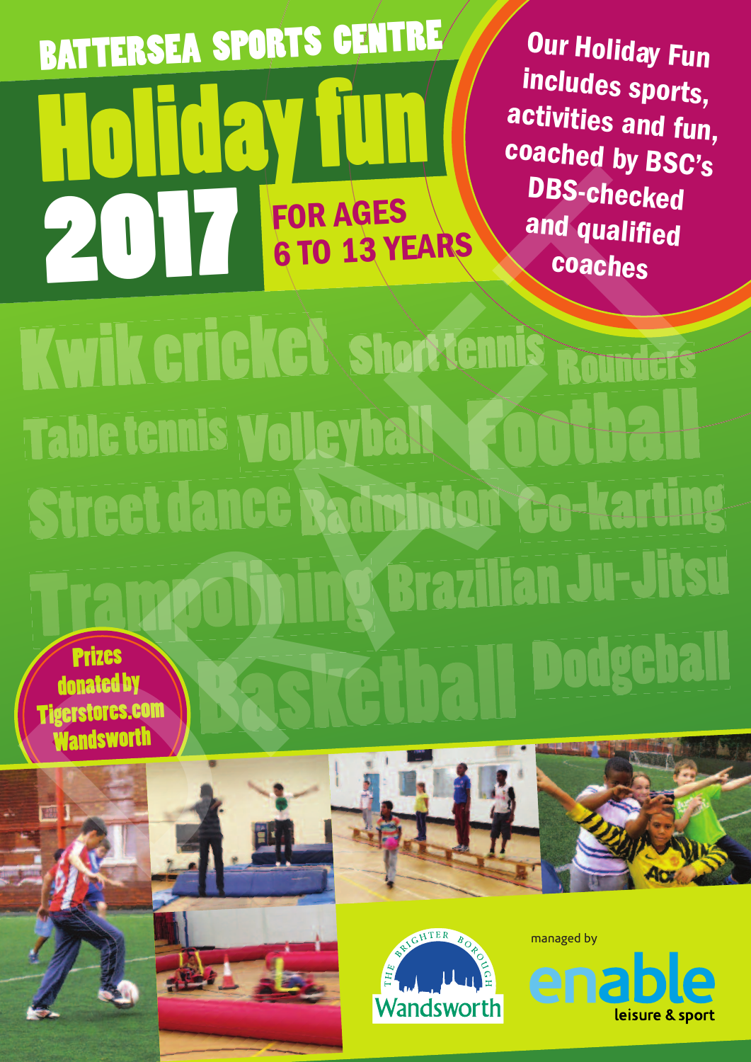# BATTERSEA SPORTS CENTRE

# Holiday fun 2017

## FOR AGES 6 TO 13 YEARS

**Our Holiday Fun includes sports, activities and fun, coached by BSC's DBS-checked and qualified coaches**

Kwik cricket Short tennis Rounders

Table tennis Volleyball Football

Street dance Badminton Go-karting

Trampolining Brazilian Ju-Jitsu

Basketball Dodgeball

**Prizes donated by Tigerstores.com Wandsworth**

THE BRIGHTER BOROUGH Wandsworth

managed by enable leisure & sport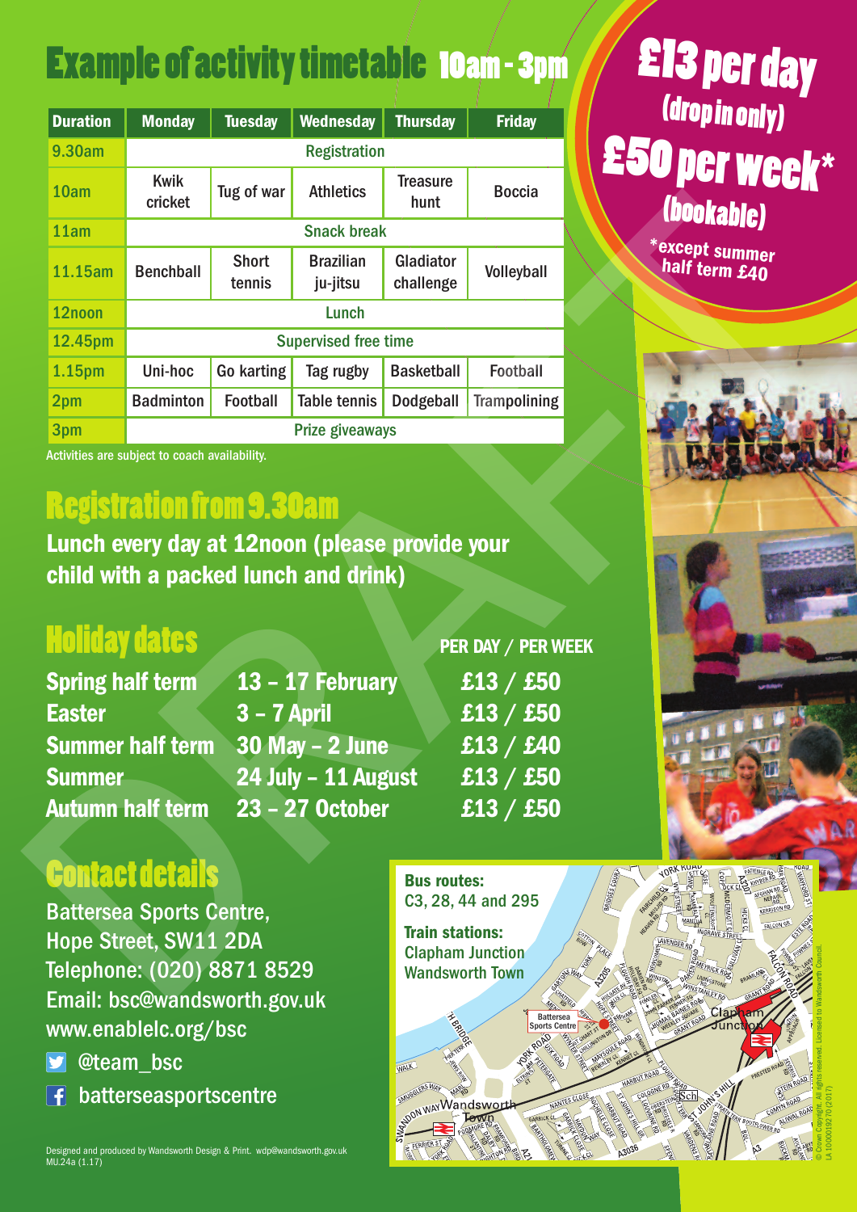# Example of activity timetable 10am - 3pm

| Duration | Monday | Tuesday | Wednesday | Thursday | Friday |
|---|---|---|---|---|---|
| 9.30am | Registration | | | | |
| 10am | Kwik cricket | Tug of war | Athletics | Treasure hunt | Boccia |
| 11am | Snack break | | | | |
| 11.15am | Benchball | Short tennis | Brazilian ju-jitsu | Gladiator challenge | Volleyball |
| 12noon | Lunch | | | | |
| 12.45pm | Supervised free time | | | | |
| 1.15pm | Uni-hoc | Go karting | Tag rugby | Basketball | Football |
| 2pm | Badminton | Football | Table tennis | Dodgeball | Trampolining |
| 3pm | Prize giveaways | | | | |

Activities are subject to coach availability.

**£13 per day**
**(drop in only)**
**£50 per week***
**(bookable)**
*except summer half term £40

## Registration from 9.30am

**Lunch every day at 12noon (please provide your child with a packed lunch and drink)**

## Holiday dates

| | | PER DAY / PER WEEK |
|---|---|---|
| Spring half term | 13 – 17 February | £13 / £50 |
| Easter | 3 – 7 April | £13 / £50 |
| Summer half term | 30 May – 2 June | £13 / £40 |
| Summer | 24 July – 11 August | £13 / £50 |
| Autumn half term | 23 – 27 October | £13 / £50 |

## Contact details

Battersea Sports Centre,
Hope Street, SW11 2DA
Telephone: (020) 8871 8529
Email: bsc@wandsworth.gov.uk
www.enablelc.org/bsc
@team_bsc
batterseasportscentre

**Bus routes:**
C3, 28, 44 and 295

**Train stations:**
Clapham Junction
Wandsworth Town

© Crown Copyright. All rights reserved. Licensed to Wandsworth Council. LA 100019270 (2017)

Designed and produced by Wandsworth Design & Print. wdp@wandsworth.gov.uk
MU.24a (1.17)